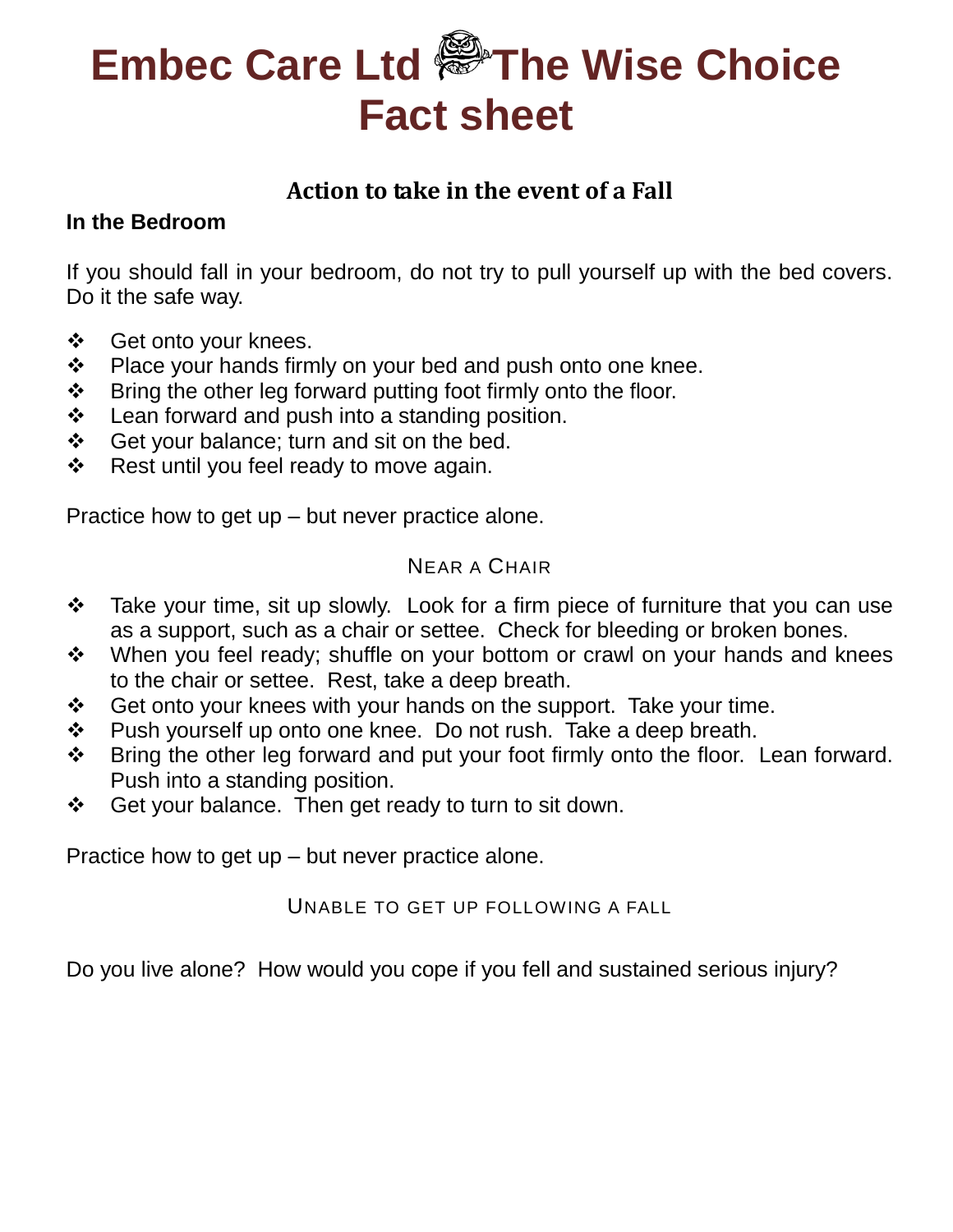# Embec Care Ltd The Wise Choice
# Fact sheet

## Action to take in the event of a Fall

**In the Bedroom**

If you should fall in your bedroom, do not try to pull yourself up with the bed covers. Do it the safe way.

- Get onto your knees.
- Place your hands firmly on your bed and push onto one knee.
- Bring the other leg forward putting foot firmly onto the floor.
- Lean forward and push into a standing position.
- Get your balance; turn and sit on the bed.
- Rest until you feel ready to move again.

Practice how to get up – but never practice alone.

### Near a Chair

- Take your time, sit up slowly. Look for a firm piece of furniture that you can use as a support, such as a chair or settee. Check for bleeding or broken bones.
- When you feel ready; shuffle on your bottom or crawl on your hands and knees to the chair or settee. Rest, take a deep breath.
- Get onto your knees with your hands on the support. Take your time.
- Push yourself up onto one knee. Do not rush. Take a deep breath.
- Bring the other leg forward and put your foot firmly onto the floor. Lean forward. Push into a standing position.
- Get your balance. Then get ready to turn to sit down.

Practice how to get up – but never practice alone.

### Unable to get up following a fall

Do you live alone? How would you cope if you fell and sustained serious injury?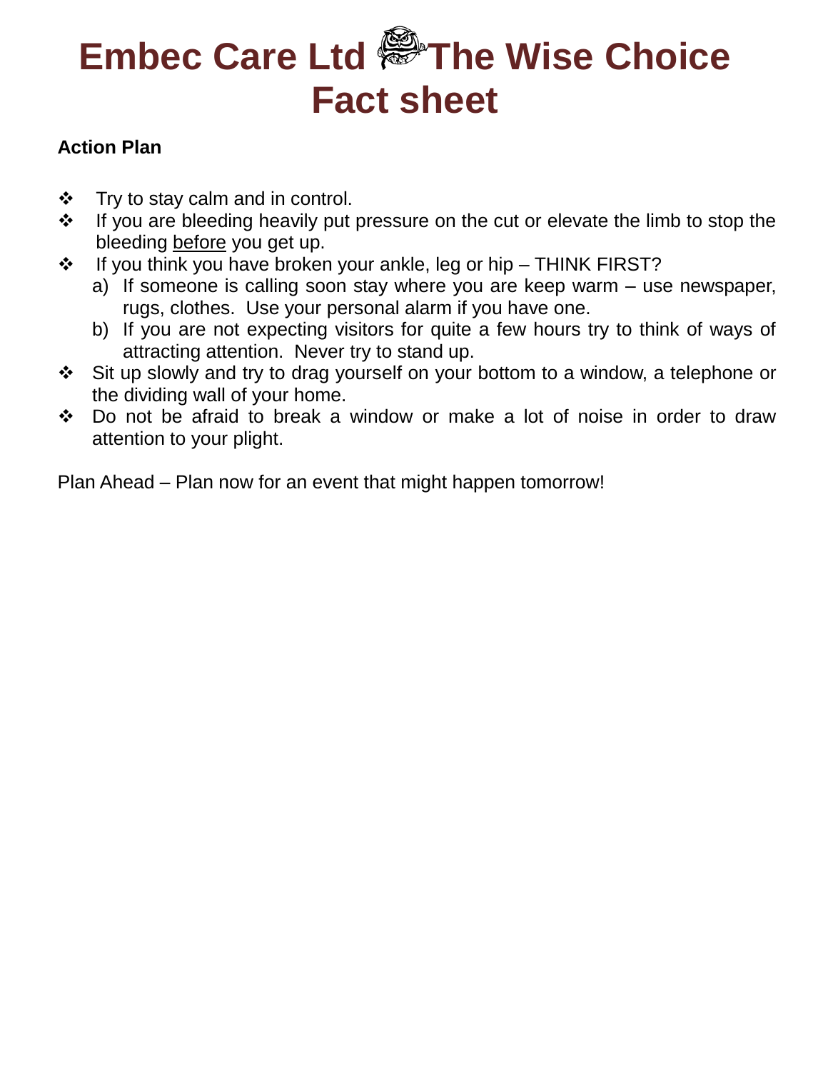# Embec Care Ltd The Wise Choice Fact sheet

**Action Plan**

- Try to stay calm and in control.
- If you are bleeding heavily put pressure on the cut or elevate the limb to stop the bleeding <u>before</u> you get up.
- If you think you have broken your ankle, leg or hip – THINK FIRST?
  a) If someone is calling soon stay where you are keep warm – use newspaper, rugs, clothes. Use your personal alarm if you have one.
  b) If you are not expecting visitors for quite a few hours try to think of ways of attracting attention. Never try to stand up.
- Sit up slowly and try to drag yourself on your bottom to a window, a telephone or the dividing wall of your home.
- Do not be afraid to break a window or make a lot of noise in order to draw attention to your plight.

Plan Ahead – Plan now for an event that might happen tomorrow!